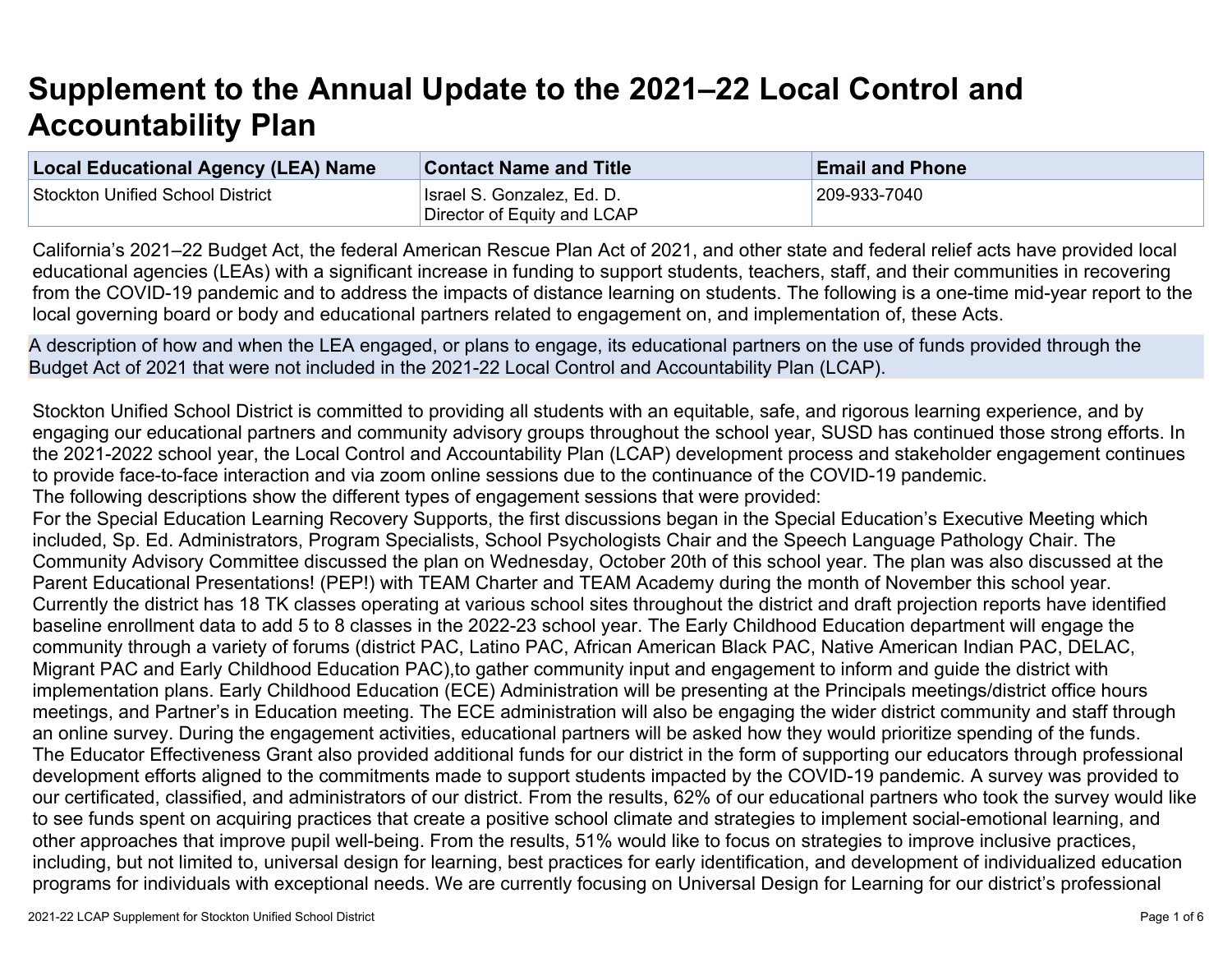# Supplement to the Annual Update to the 2021–22 Local Control and Accountability Plan

| Local Educational Agency (LEA) Name | Contact Name and Title | Email and Phone |
| --- | --- | --- |
| Stockton Unified School District | Israel S. Gonzalez, Ed. D.<br>Director of Equity and LCAP | 209-933-7040 |

California's 2021–22 Budget Act, the federal American Rescue Plan Act of 2021, and other state and federal relief acts have provided local educational agencies (LEAs) with a significant increase in funding to support students, teachers, staff, and their communities in recovering from the COVID-19 pandemic and to address the impacts of distance learning on students. The following is a one-time mid-year report to the local governing board or body and educational partners related to engagement on, and implementation of, these Acts.

A description of how and when the LEA engaged, or plans to engage, its educational partners on the use of funds provided through the Budget Act of 2021 that were not included in the 2021-22 Local Control and Accountability Plan (LCAP).

Stockton Unified School District is committed to providing all students with an equitable, safe, and rigorous learning experience, and by engaging our educational partners and community advisory groups throughout the school year, SUSD has continued those strong efforts. In the 2021-2022 school year, the Local Control and Accountability Plan (LCAP) development process and stakeholder engagement continues to provide face-to-face interaction and via zoom online sessions due to the continuance of the COVID-19 pandemic.
The following descriptions show the different types of engagement sessions that were provided:
For the Special Education Learning Recovery Supports, the first discussions began in the Special Education's Executive Meeting which included, Sp. Ed. Administrators, Program Specialists, School Psychologists Chair and the Speech Language Pathology Chair. The Community Advisory Committee discussed the plan on Wednesday, October 20th of this school year. The plan was also discussed at the Parent Educational Presentations! (PEP!) with TEAM Charter and TEAM Academy during the month of November this school year.
Currently the district has 18 TK classes operating at various school sites throughout the district and draft projection reports have identified baseline enrollment data to add 5 to 8 classes in the 2022-23 school year. The Early Childhood Education department will engage the community through a variety of forums (district PAC, Latino PAC, African American Black PAC, Native American Indian PAC, DELAC, Migrant PAC and Early Childhood Education PAC),to gather community input and engagement to inform and guide the district with implementation plans. Early Childhood Education (ECE) Administration will be presenting at the Principals meetings/district office hours meetings, and Partner's in Education meeting. The ECE administration will also be engaging the wider district community and staff through an online survey. During the engagement activities, educational partners will be asked how they would prioritize spending of the funds.
The Educator Effectiveness Grant also provided additional funds for our district in the form of supporting our educators through professional development efforts aligned to the commitments made to support students impacted by the COVID-19 pandemic. A survey was provided to our certificated, classified, and administrators of our district. From the results, 62% of our educational partners who took the survey would like to see funds spent on acquiring practices that create a positive school climate and strategies to implement social-emotional learning, and other approaches that improve pupil well-being. From the results, 51% would like to focus on strategies to improve inclusive practices, including, but not limited to, universal design for learning, best practices for early identification, and development of individualized education programs for individuals with exceptional needs. We are currently focusing on Universal Design for Learning for our district's professional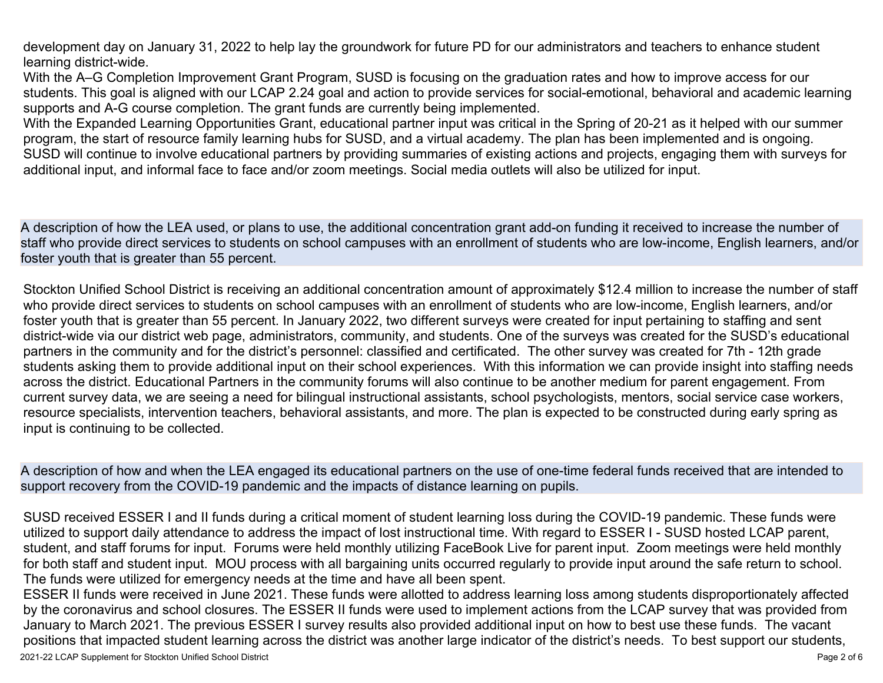development day on January 31, 2022 to help lay the groundwork for future PD for our administrators and teachers to enhance student learning district-wide.

With the A–G Completion Improvement Grant Program, SUSD is focusing on the graduation rates and how to improve access for our students. This goal is aligned with our LCAP 2.24 goal and action to provide services for social-emotional, behavioral and academic learning supports and A-G course completion. The grant funds are currently being implemented.

With the Expanded Learning Opportunities Grant, educational partner input was critical in the Spring of 20-21 as it helped with our summer program, the start of resource family learning hubs for SUSD, and a virtual academy. The plan has been implemented and is ongoing.

SUSD will continue to involve educational partners by providing summaries of existing actions and projects, engaging them with surveys for additional input, and informal face to face and/or zoom meetings. Social media outlets will also be utilized for input.

## A description of how the LEA used, or plans to use, the additional concentration grant add-on funding it received to increase the number of staff who provide direct services to students on school campuses with an enrollment of students who are low-income, English learners, and/or foster youth that is greater than 55 percent.

Stockton Unified School District is receiving an additional concentration amount of approximately $12.4 million to increase the number of staff who provide direct services to students on school campuses with an enrollment of students who are low-income, English learners, and/or foster youth that is greater than 55 percent. In January 2022, two different surveys were created for input pertaining to staffing and sent district-wide via our district web page, administrators, community, and students. One of the surveys was created for the SUSD's educational partners in the community and for the district's personnel: classified and certificated. The other survey was created for 7th - 12th grade students asking them to provide additional input on their school experiences. With this information we can provide insight into staffing needs across the district. Educational Partners in the community forums will also continue to be another medium for parent engagement. From current survey data, we are seeing a need for bilingual instructional assistants, school psychologists, mentors, social service case workers, resource specialists, intervention teachers, behavioral assistants, and more. The plan is expected to be constructed during early spring as input is continuing to be collected.

## A description of how and when the LEA engaged its educational partners on the use of one-time federal funds received that are intended to support recovery from the COVID-19 pandemic and the impacts of distance learning on pupils.

SUSD received ESSER I and II funds during a critical moment of student learning loss during the COVID-19 pandemic. These funds were utilized to support daily attendance to address the impact of lost instructional time. With regard to ESSER I - SUSD hosted LCAP parent, student, and staff forums for input. Forums were held monthly utilizing FaceBook Live for parent input. Zoom meetings were held monthly for both staff and student input. MOU process with all bargaining units occurred regularly to provide input around the safe return to school. The funds were utilized for emergency needs at the time and have all been spent.

ESSER II funds were received in June 2021. These funds were allotted to address learning loss among students disproportionately affected by the coronavirus and school closures. The ESSER II funds were used to implement actions from the LCAP survey that was provided from January to March 2021. The previous ESSER I survey results also provided additional input on how to best use these funds. The vacant positions that impacted student learning across the district was another large indicator of the district's needs. To best support our students,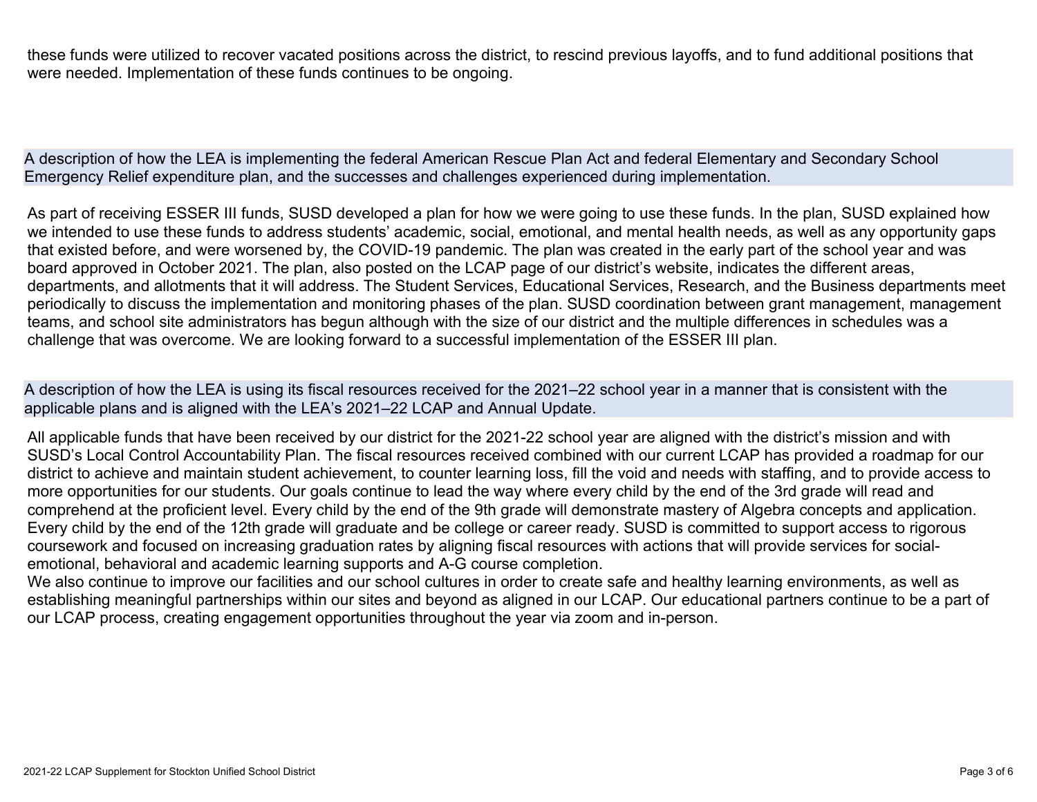these funds were utilized to recover vacated positions across the district, to rescind previous layoffs, and to fund additional positions that were needed. Implementation of these funds continues to be ongoing.

## A description of how the LEA is implementing the federal American Rescue Plan Act and federal Elementary and Secondary School Emergency Relief expenditure plan, and the successes and challenges experienced during implementation.

As part of receiving ESSER III funds, SUSD developed a plan for how we were going to use these funds. In the plan, SUSD explained how we intended to use these funds to address students' academic, social, emotional, and mental health needs, as well as any opportunity gaps that existed before, and were worsened by, the COVID-19 pandemic. The plan was created in the early part of the school year and was board approved in October 2021. The plan, also posted on the LCAP page of our district's website, indicates the different areas, departments, and allotments that it will address. The Student Services, Educational Services, Research, and the Business departments meet periodically to discuss the implementation and monitoring phases of the plan. SUSD coordination between grant management, management teams, and school site administrators has begun although with the size of our district and the multiple differences in schedules was a challenge that was overcome. We are looking forward to a successful implementation of the ESSER III plan.

## A description of how the LEA is using its fiscal resources received for the 2021–22 school year in a manner that is consistent with the applicable plans and is aligned with the LEA's 2021–22 LCAP and Annual Update.

All applicable funds that have been received by our district for the 2021-22 school year are aligned with the district's mission and with SUSD's Local Control Accountability Plan. The fiscal resources received combined with our current LCAP has provided a roadmap for our district to achieve and maintain student achievement, to counter learning loss, fill the void and needs with staffing, and to provide access to more opportunities for our students. Our goals continue to lead the way where every child by the end of the 3rd grade will read and comprehend at the proficient level. Every child by the end of the 9th grade will demonstrate mastery of Algebra concepts and application. Every child by the end of the 12th grade will graduate and be college or career ready. SUSD is committed to support access to rigorous coursework and focused on increasing graduation rates by aligning fiscal resources with actions that will provide services for social-emotional, behavioral and academic learning supports and A-G course completion.

We also continue to improve our facilities and our school cultures in order to create safe and healthy learning environments, as well as establishing meaningful partnerships within our sites and beyond as aligned in our LCAP. Our educational partners continue to be a part of our LCAP process, creating engagement opportunities throughout the year via zoom and in-person.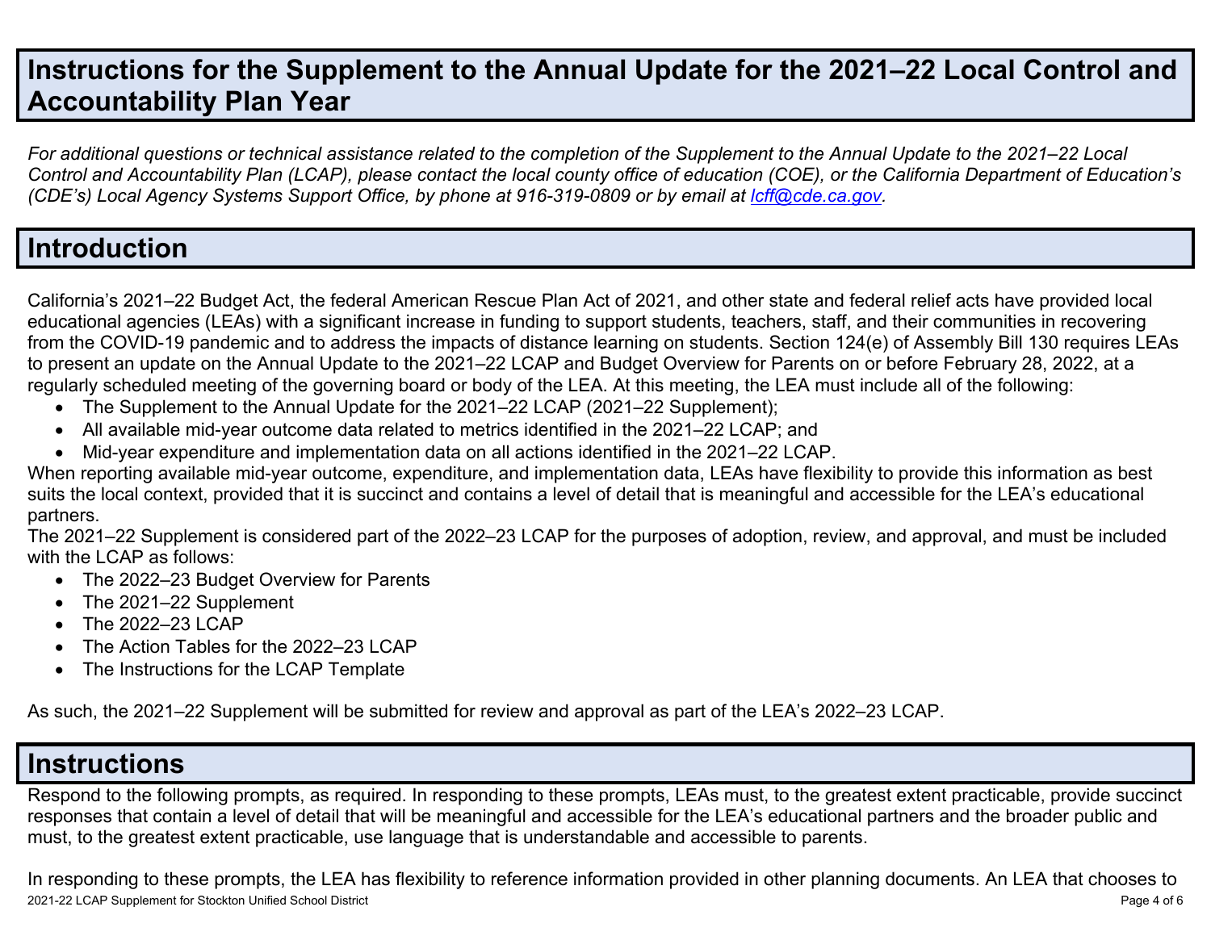# Instructions for the Supplement to the Annual Update for the 2021–22 Local Control and Accountability Plan Year

*For additional questions or technical assistance related to the completion of the Supplement to the Annual Update to the 2021–22 Local Control and Accountability Plan (LCAP), please contact the local county office of education (COE), or the California Department of Education's (CDE's) Local Agency Systems Support Office, by phone at 916-319-0809 or by email at [lcff@cde.ca.gov](mailto:lcff@cde.ca.gov).*

# Introduction

California's 2021–22 Budget Act, the federal American Rescue Plan Act of 2021, and other state and federal relief acts have provided local educational agencies (LEAs) with a significant increase in funding to support students, teachers, staff, and their communities in recovering from the COVID-19 pandemic and to address the impacts of distance learning on students. Section 124(e) of Assembly Bill 130 requires LEAs to present an update on the Annual Update to the 2021–22 LCAP and Budget Overview for Parents on or before February 28, 2022, at a regularly scheduled meeting of the governing board or body of the LEA. At this meeting, the LEA must include all of the following:

- The Supplement to the Annual Update for the 2021–22 LCAP (2021–22 Supplement);
- All available mid-year outcome data related to metrics identified in the 2021–22 LCAP; and
- Mid-year expenditure and implementation data on all actions identified in the 2021–22 LCAP.

When reporting available mid-year outcome, expenditure, and implementation data, LEAs have flexibility to provide this information as best suits the local context, provided that it is succinct and contains a level of detail that is meaningful and accessible for the LEA's educational partners.

The 2021–22 Supplement is considered part of the 2022–23 LCAP for the purposes of adoption, review, and approval, and must be included with the LCAP as follows:

- The 2022–23 Budget Overview for Parents
- The 2021–22 Supplement
- The 2022–23 LCAP
- The Action Tables for the 2022–23 LCAP
- The Instructions for the LCAP Template

As such, the 2021–22 Supplement will be submitted for review and approval as part of the LEA's 2022–23 LCAP.

# Instructions

Respond to the following prompts, as required. In responding to these prompts, LEAs must, to the greatest extent practicable, provide succinct responses that contain a level of detail that will be meaningful and accessible for the LEA's educational partners and the broader public and must, to the greatest extent practicable, use language that is understandable and accessible to parents.

In responding to these prompts, the LEA has flexibility to reference information provided in other planning documents. An LEA that chooses to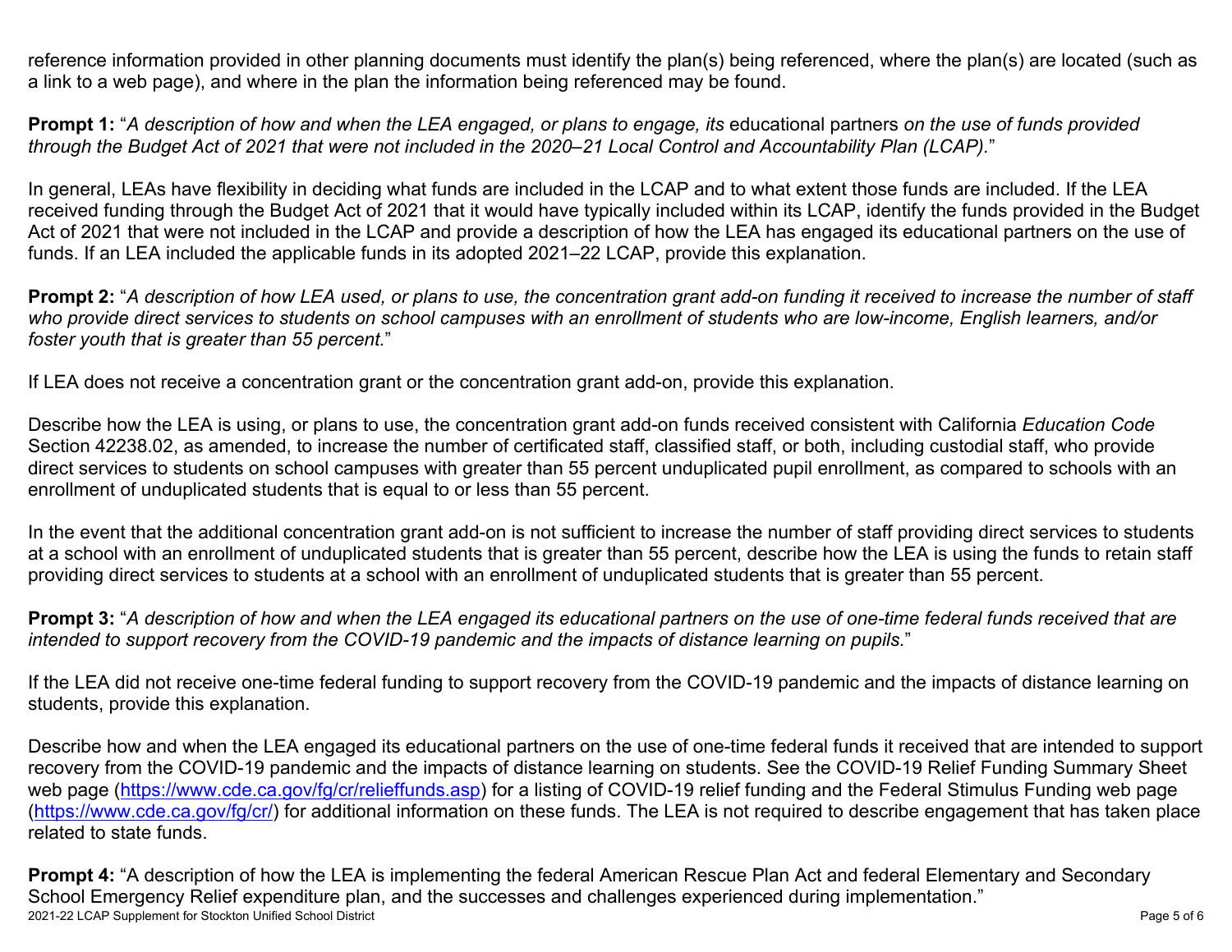reference information provided in other planning documents must identify the plan(s) being referenced, where the plan(s) are located (such as a link to a web page), and where in the plan the information being referenced may be found.

**Prompt 1:** "*A description of how and when the LEA engaged, or plans to engage, its* educational partners *on the use of funds provided through the Budget Act of 2021 that were not included in the 2020–21 Local Control and Accountability Plan (LCAP).*"

In general, LEAs have flexibility in deciding what funds are included in the LCAP and to what extent those funds are included. If the LEA received funding through the Budget Act of 2021 that it would have typically included within its LCAP, identify the funds provided in the Budget Act of 2021 that were not included in the LCAP and provide a description of how the LEA has engaged its educational partners on the use of funds. If an LEA included the applicable funds in its adopted 2021–22 LCAP, provide this explanation.

**Prompt 2:** "*A description of how LEA used, or plans to use, the concentration grant add-on funding it received to increase the number of staff who provide direct services to students on school campuses with an enrollment of students who are low-income, English learners, and/or foster youth that is greater than 55 percent.*"

If LEA does not receive a concentration grant or the concentration grant add-on, provide this explanation.

Describe how the LEA is using, or plans to use, the concentration grant add-on funds received consistent with California *Education Code* Section 42238.02, as amended, to increase the number of certificated staff, classified staff, or both, including custodial staff, who provide direct services to students on school campuses with greater than 55 percent unduplicated pupil enrollment, as compared to schools with an enrollment of unduplicated students that is equal to or less than 55 percent.

In the event that the additional concentration grant add-on is not sufficient to increase the number of staff providing direct services to students at a school with an enrollment of unduplicated students that is greater than 55 percent, describe how the LEA is using the funds to retain staff providing direct services to students at a school with an enrollment of unduplicated students that is greater than 55 percent.

**Prompt 3:** "*A description of how and when the LEA engaged its educational partners on the use of one-time federal funds received that are intended to support recovery from the COVID-19 pandemic and the impacts of distance learning on pupils.*"

If the LEA did not receive one-time federal funding to support recovery from the COVID-19 pandemic and the impacts of distance learning on students, provide this explanation.

Describe how and when the LEA engaged its educational partners on the use of one-time federal funds it received that are intended to support recovery from the COVID-19 pandemic and the impacts of distance learning on students. See the COVID-19 Relief Funding Summary Sheet web page (https://www.cde.ca.gov/fg/cr/relieffunds.asp) for a listing of COVID-19 relief funding and the Federal Stimulus Funding web page (https://www.cde.ca.gov/fg/cr/) for additional information on these funds. The LEA is not required to describe engagement that has taken place related to state funds.

**Prompt 4:** "A description of how the LEA is implementing the federal American Rescue Plan Act and federal Elementary and Secondary School Emergency Relief expenditure plan, and the successes and challenges experienced during implementation."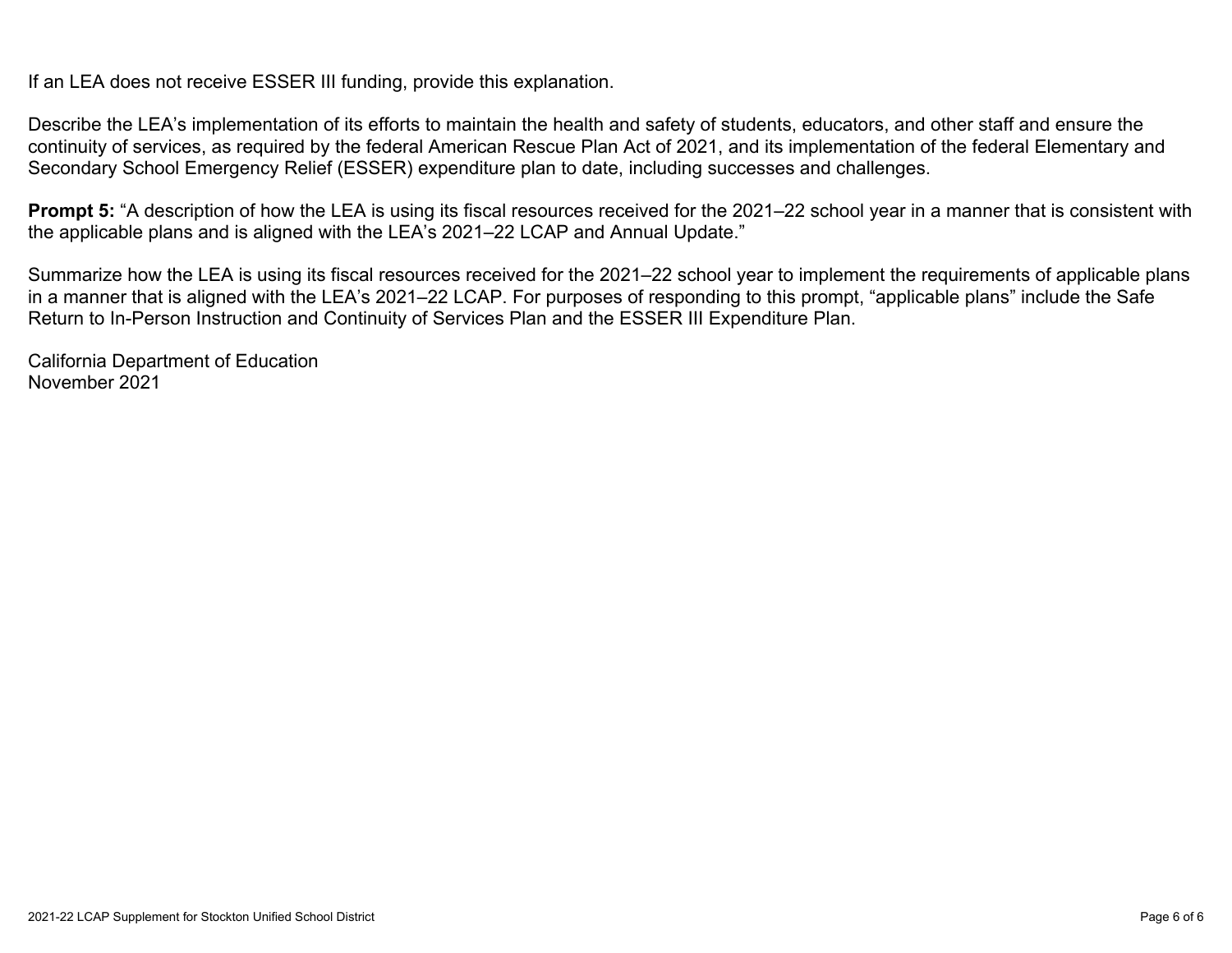If an LEA does not receive ESSER III funding, provide this explanation.

Describe the LEA's implementation of its efforts to maintain the health and safety of students, educators, and other staff and ensure the continuity of services, as required by the federal American Rescue Plan Act of 2021, and its implementation of the federal Elementary and Secondary School Emergency Relief (ESSER) expenditure plan to date, including successes and challenges.

**Prompt 5:** "A description of how the LEA is using its fiscal resources received for the 2021–22 school year in a manner that is consistent with the applicable plans and is aligned with the LEA's 2021–22 LCAP and Annual Update."

Summarize how the LEA is using its fiscal resources received for the 2021–22 school year to implement the requirements of applicable plans in a manner that is aligned with the LEA's 2021–22 LCAP. For purposes of responding to this prompt, "applicable plans" include the Safe Return to In-Person Instruction and Continuity of Services Plan and the ESSER III Expenditure Plan.

California Department of Education
November 2021